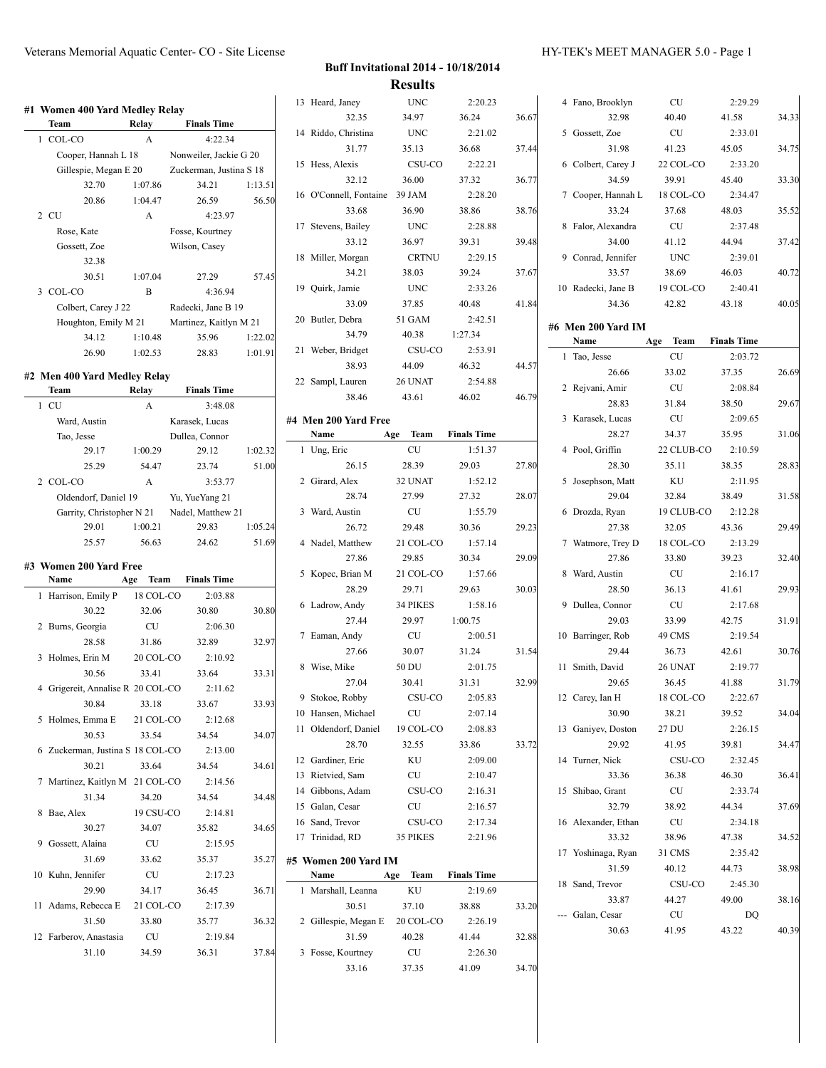Veterans Memorial Aquatic Center- CO - Site License HY-TEK's MEET MANAGER 5.0 - Page 1

# Buff Invitational 2014 - 10/18/2014

## Results

### #1 Women 400 Yard Medley Relay

| | Team | Relay | Finals Time |
|---|---|---|---|
| 1 | COL-CO | A | 4:22.34 |
| | Cooper, Hannah L 18 | Nonweiler, Jackie G 20 | |
| | Gillespie, Megan E 20 | Zuckerman, Justina S 18 | |
| | 32.70 1:07.86 | 34.21 1:13.51 | |
| | 20.86 1:04.47 | 26.59 56.50 | |
| 2 | CU | A | 4:23.97 |
| | Rose, Kate | Fosse, Kourtney | |
| | Gossett, Zoe | Wilson, Casey | |
| | 32.38 | | |
| | 30.51 1:07.04 | 27.29 57.45 | |
| 3 | COL-CO | B | 4:36.94 |
| | Colbert, Carey J 22 | Radecki, Jane B 19 | |
| | Houghton, Emily M 21 | Martinez, Kaitlyn M 21 | |
| | 34.12 1:10.48 | 35.96 1:22.02 | |
| | 26.90 1:02.53 | 28.83 1:01.91 | |

### #2 Men 400 Yard Medley Relay

| | Team | Relay | Finals Time |
|---|---|---|---|
| 1 | CU | A | 3:48.08 |
| | Ward, Austin | Karasek, Lucas | |
| | Tao, Jesse | Dullea, Connor | |
| | 29.17 1:00.29 | 29.12 1:02.32 | |
| | 25.29 54.47 | 23.74 51.00 | |
| 2 | COL-CO | A | 3:53.77 |
| | Oldendorf, Daniel 19 | Yu, YueYang 21 | |
| | Garrity, Christopher N 21 | Nadel, Matthew 21 | |
| | 29.01 1:00.21 | 29.83 1:05.24 | |
| | 25.57 56.63 | 24.62 51.69 | |

### #3 Women 200 Yard Free

| | Name | Age | Team | Finals Time |
|---|---|---|---|---|
| 1 | Harrison, Emily P | 18 | COL-CO | 2:03.88 |
| | 30.22 32.06 30.80 30.80 | | | |
| 2 | Burns, Georgia | | CU | 2:06.30 |
| | 28.58 31.86 32.89 32.97 | | | |
| 3 | Holmes, Erin M | 20 | COL-CO | 2:10.92 |
| | 30.56 33.41 33.64 33.31 | | | |
| 4 | Grigereit, Annalise R | 20 | COL-CO | 2:11.62 |
| | 30.84 33.18 33.67 33.93 | | | |
| 5 | Holmes, Emma E | 21 | COL-CO | 2:12.68 |
| | 30.53 33.54 34.54 34.07 | | | |
| 6 | Zuckerman, Justina S | 18 | COL-CO | 2:13.00 |
| | 30.21 33.64 34.54 34.61 | | | |
| 7 | Martinez, Kaitlyn M | 21 | COL-CO | 2:14.56 |
| | 31.34 34.20 34.54 34.48 | | | |
| 8 | Bae, Alex | 19 | CSU-CO | 2:14.81 |
| | 30.27 34.07 35.82 34.65 | | | |
| 9 | Gossett, Alaina | | CU | 2:15.95 |
| | 31.69 33.62 35.37 35.27 | | | |
| 10 | Kuhn, Jennifer | | CU | 2:17.23 |
| | 29.90 34.17 36.45 36.71 | | | |
| 11 | Adams, Rebecca E | 21 | COL-CO | 2:17.39 |
| | 31.50 33.80 35.77 36.32 | | | |
| 12 | Farberov, Anastasia | | CU | 2:19.84 |
| | 31.10 34.59 36.31 37.84 | | | |
| 13 | Heard, Janey | | UNC | 2:20.23 |
| | 32.35 34.97 36.24 36.67 | | | |
| 14 | Riddo, Christina | | UNC | 2:21.02 |
| | 31.77 35.13 36.68 37.44 | | | |
| 15 | Hess, Alexis | | CSU-CO | 2:22.21 |
| | 32.12 36.00 37.32 36.77 | | | |
| 16 | O'Connell, Fontaine | 39 | JAM | 2:28.20 |
| | 33.68 36.90 38.86 38.76 | | | |
| 17 | Stevens, Bailey | | UNC | 2:28.88 |
| | 33.12 36.97 39.31 39.48 | | | |
| 18 | Miller, Morgan | | CRTNU | 2:29.15 |
| | 34.21 38.03 39.24 37.67 | | | |
| 19 | Quirk, Jamie | | UNC | 2:33.26 |
| | 33.09 37.85 40.48 41.84 | | | |
| 20 | Butler, Debra | 51 | GAM | 2:42.51 |
| | 34.79 40.38 1:27.34 | | | |
| 21 | Weber, Bridget | | CSU-CO | 2:53.91 |
| | 38.93 44.09 46.32 44.57 | | | |
| 22 | Sampl, Lauren | 26 | UNAT | 2:54.88 |
| | 38.46 43.61 46.02 46.79 | | | |

### #4 Men 200 Yard Free

| | Name | Age | Team | Finals Time |
|---|---|---|---|---|
| 1 | Ung, Eric | | CU | 1:51.37 |
| | 26.15 28.39 29.03 27.80 | | | |
| 2 | Girard, Alex | 32 | UNAT | 1:52.12 |
| | 28.74 27.99 27.32 28.07 | | | |
| 3 | Ward, Austin | | CU | 1:55.79 |
| | 26.72 29.48 30.36 29.23 | | | |
| 4 | Nadel, Matthew | 21 | COL-CO | 1:57.14 |
| | 27.86 29.85 30.34 29.09 | | | |
| 5 | Kopec, Brian M | 21 | COL-CO | 1:57.66 |
| | 28.29 29.71 29.63 30.03 | | | |
| 6 | Ladrow, Andy | 34 | PIKES | 1:58.16 |
| | 27.44 29.97 1:00.75 | | | |
| 7 | Eaman, Andy | | CU | 2:00.51 |
| | 27.66 30.07 31.24 31.54 | | | |
| 8 | Wise, Mike | 50 | DU | 2:01.75 |
| | 27.04 30.41 31.31 32.99 | | | |
| 9 | Stokoe, Robby | | CSU-CO | 2:05.83 |
| 10 | Hansen, Michael | | CU | 2:07.14 |
| 11 | Oldendorf, Daniel | 19 | COL-CO | 2:08.83 |
| | 28.70 32.55 33.86 33.72 | | | |
| 12 | Gardiner, Eric | | KU | 2:09.00 |
| 13 | Rietvied, Sam | | CU | 2:10.47 |
| 14 | Gibbons, Adam | | CSU-CO | 2:16.31 |
| 15 | Galan, Cesar | | CU | 2:16.57 |
| 16 | Sand, Trevor | | CSU-CO | 2:17.34 |
| 17 | Trinidad, RD | 35 | PIKES | 2:21.96 |

### #5 Women 200 Yard IM

| | Name | Age | Team | Finals Time |
|---|---|---|---|---|
| 1 | Marshall, Leanna | | KU | 2:19.69 |
| | 30.51 37.10 38.88 33.20 | | | |
| 2 | Gillespie, Megan E | 20 | COL-CO | 2:26.19 |
| | 31.59 40.28 41.44 32.88 | | | |
| 3 | Fosse, Kourtney | | CU | 2:26.30 |
| | 33.16 37.35 41.09 34.70 | | | |
| 4 | Fano, Brooklyn | | CU | 2:29.29 |
| | 32.98 40.40 41.58 34.33 | | | |
| 5 | Gossett, Zoe | | CU | 2:33.01 |
| | 31.98 41.23 45.05 34.75 | | | |
| 6 | Colbert, Carey J | 22 | COL-CO | 2:33.20 |
| | 34.59 39.91 45.40 33.30 | | | |
| 7 | Cooper, Hannah L | 18 | COL-CO | 2:34.47 |
| | 33.24 37.68 48.03 35.52 | | | |
| 8 | Falor, Alexandra | | CU | 2:37.48 |
| | 34.00 41.12 44.94 37.42 | | | |
| 9 | Conrad, Jennifer | | UNC | 2:39.01 |
| | 33.57 38.69 46.03 40.72 | | | |
| 10 | Radecki, Jane B | 19 | COL-CO | 2:40.41 |
| | 34.36 42.82 43.18 40.05 | | | |

### #6 Men 200 Yard IM

| | Name | Age | Team | Finals Time |
|---|---|---|---|---|
| 1 | Tao, Jesse | | CU | 2:03.72 |
| | 26.66 33.02 37.35 26.69 | | | |
| 2 | Rejvani, Amir | | CU | 2:08.84 |
| | 28.83 31.84 38.50 29.67 | | | |
| 3 | Karasek, Lucas | | CU | 2:09.65 |
| | 28.27 34.37 35.95 31.06 | | | |
| 4 | Pool, Griffin | 22 | CLUB-CO | 2:10.59 |
| | 28.30 35.11 38.35 28.83 | | | |
| 5 | Josephson, Matt | | KU | 2:11.95 |
| | 29.04 32.84 38.49 31.58 | | | |
| 6 | Drozda, Ryan | 19 | CLUB-CO | 2:12.28 |
| | 27.38 32.05 43.36 29.49 | | | |
| 7 | Watmore, Trey D | 18 | COL-CO | 2:13.29 |
| | 27.86 33.80 39.23 32.40 | | | |
| 8 | Ward, Austin | | CU | 2:16.17 |
| | 28.50 36.13 41.61 29.93 | | | |
| 9 | Dullea, Connor | | CU | 2:17.68 |
| | 29.03 33.99 42.75 31.91 | | | |
| 10 | Barringer, Rob | 49 | CMS | 2:19.54 |
| | 29.44 36.73 42.61 30.76 | | | |
| 11 | Smith, David | 26 | UNAT | 2:19.77 |
| | 29.65 36.45 41.88 31.79 | | | |
| 12 | Carey, Ian H | 18 | COL-CO | 2:22.67 |
| | 30.90 38.21 39.52 34.04 | | | |
| 13 | Ganiyev, Doston | 27 | DU | 2:26.15 |
| | 29.92 41.95 39.81 34.47 | | | |
| 14 | Turner, Nick | | CSU-CO | 2:32.45 |
| | 33.36 36.38 46.30 36.41 | | | |
| 15 | Shibao, Grant | | CU | 2:33.74 |
| | 32.79 38.92 44.34 37.69 | | | |
| 16 | Alexander, Ethan | | CU | 2:34.18 |
| | 33.32 38.96 47.38 34.52 | | | |
| 17 | Yoshinaga, Ryan | 31 | CMS | 2:35.42 |
| | 31.59 40.12 44.73 38.98 | | | |
| 18 | Sand, Trevor | | CSU-CO | 2:45.30 |
| | 33.87 44.27 49.00 38.16 | | | |
| --- | Galan, Cesar | | CU | DQ |
| | 30.63 41.95 43.22 40.39 | | | |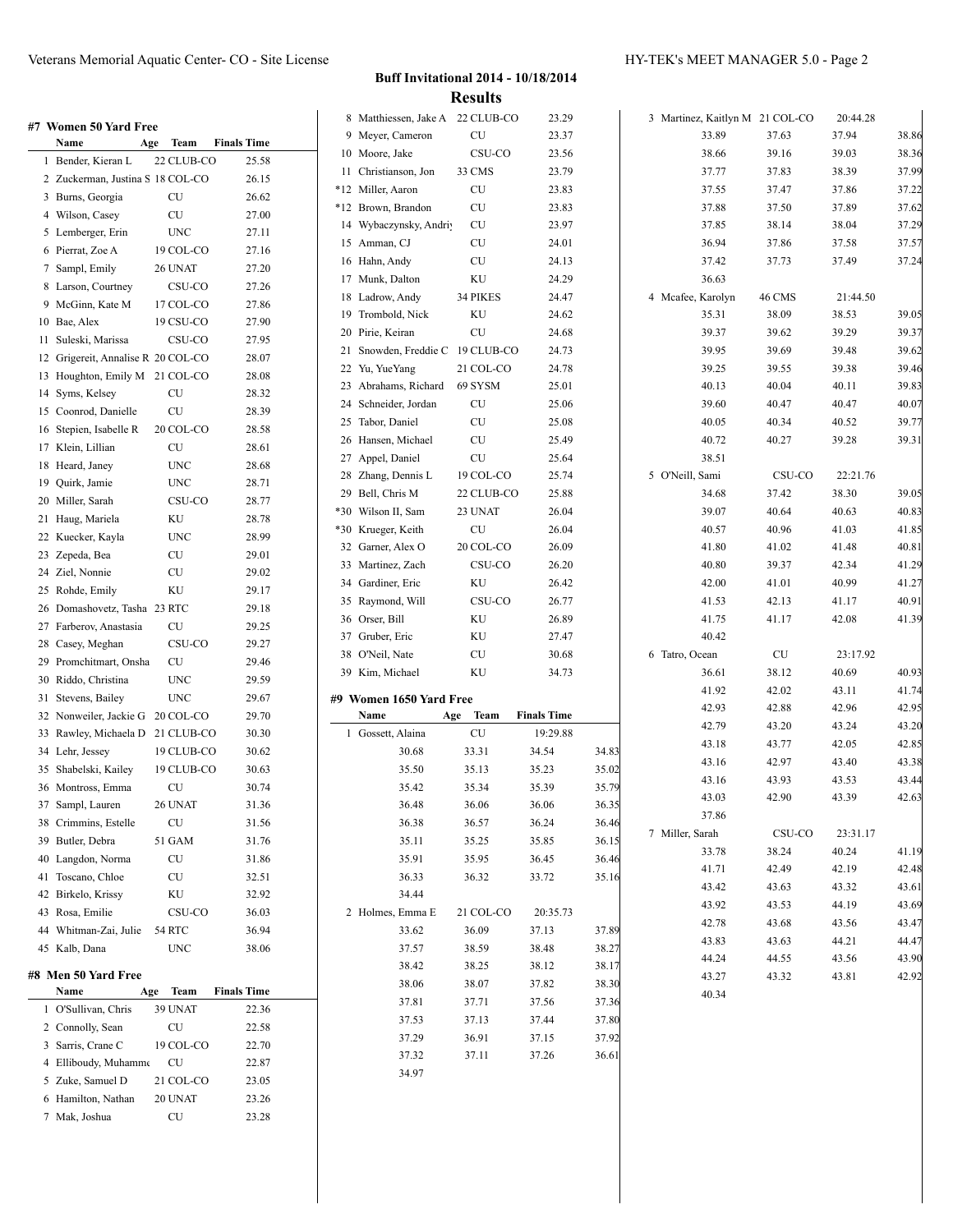## Buff Invitational 2014 - 10/18/2014

## Results

### #7 Women 50 Yard Free

| | Name | Age | Team | Finals Time |
|---|---|---|---|---|
| 1 | Bender, Kieran L | 22 | CLUB-CO | 25.58 |
| 2 | Zuckerman, Justina S | 18 | COL-CO | 26.15 |
| 3 | Burns, Georgia | | CU | 26.62 |
| 4 | Wilson, Casey | | CU | 27.00 |
| 5 | Lemberger, Erin | | UNC | 27.11 |
| 6 | Pierrat, Zoe A | 19 | COL-CO | 27.16 |
| 7 | Sampl, Emily | 26 | UNAT | 27.20 |
| 8 | Larson, Courtney | | CSU-CO | 27.26 |
| 9 | McGinn, Kate M | 17 | COL-CO | 27.86 |
| 10 | Bae, Alex | 19 | CSU-CO | 27.90 |
| 11 | Suleski, Marissa | | CSU-CO | 27.95 |
| 12 | Grigereit, Annalise R | 20 | COL-CO | 28.07 |
| 13 | Houghton, Emily M | 21 | COL-CO | 28.08 |
| 14 | Syms, Kelsey | | CU | 28.32 |
| 15 | Coonrod, Danielle | | CU | 28.39 |
| 16 | Stepien, Isabelle R | 20 | COL-CO | 28.58 |
| 17 | Klein, Lillian | | CU | 28.61 |
| 18 | Heard, Janey | | UNC | 28.68 |
| 19 | Quirk, Jamie | | UNC | 28.71 |
| 20 | Miller, Sarah | | CSU-CO | 28.77 |
| 21 | Haug, Mariela | | KU | 28.78 |
| 22 | Kuecker, Kayla | | UNC | 28.99 |
| 23 | Zepeda, Bea | | CU | 29.01 |
| 24 | Ziel, Nonnie | | CU | 29.02 |
| 25 | Rohde, Emily | | KU | 29.17 |
| 26 | Domashovetz, Tasha | 23 | RTC | 29.18 |
| 27 | Farberov, Anastasia | | CU | 29.25 |
| 28 | Casey, Meghan | | CSU-CO | 29.27 |
| 29 | Promchitmart, Onsha | | CU | 29.46 |
| 30 | Riddo, Christina | | UNC | 29.59 |
| 31 | Stevens, Bailey | | UNC | 29.67 |
| 32 | Nonweiler, Jackie G | 20 | COL-CO | 29.70 |
| 33 | Rawley, Michaela D | 21 | CLUB-CO | 30.30 |
| 34 | Lehr, Jessey | 19 | CLUB-CO | 30.62 |
| 35 | Shabelski, Kailey | 19 | CLUB-CO | 30.63 |
| 36 | Montross, Emma | | CU | 30.74 |
| 37 | Sampl, Lauren | 26 | UNAT | 31.36 |
| 38 | Crimmins, Estelle | | CU | 31.56 |
| 39 | Butler, Debra | 51 | GAM | 31.76 |
| 40 | Langdon, Norma | | CU | 31.86 |
| 41 | Toscano, Chloe | | CU | 32.51 |
| 42 | Birkelo, Krissy | | KU | 32.92 |
| 43 | Rosa, Emilie | | CSU-CO | 36.03 |
| 44 | Whitman-Zai, Julie | 54 | RTC | 36.94 |
| 45 | Kalb, Dana | | UNC | 38.06 |

### #8 Men 50 Yard Free

| | Name | Age | Team | Finals Time |
|---|---|---|---|---|
| 1 | O'Sullivan, Chris | 39 | UNAT | 22.36 |
| 2 | Connolly, Sean | | CU | 22.58 |
| 3 | Sarris, Crane C | 19 | COL-CO | 22.70 |
| 4 | Elliboudy, Muhamme | | CU | 22.87 |
| 5 | Zuke, Samuel D | 21 | COL-CO | 23.05 |
| 6 | Hamilton, Nathan | 20 | UNAT | 23.26 |
| 7 | Mak, Joshua | | CU | 23.28 |
| 8 | Matthiessen, Jake A | 22 | CLUB-CO | 23.29 |
| 9 | Meyer, Cameron | | CU | 23.37 |
| 10 | Moore, Jake | | CSU-CO | 23.56 |
| 11 | Christianson, Jon | 33 | CMS | 23.79 |
| *12 | Miller, Aaron | | CU | 23.83 |
| *12 | Brown, Brandon | | CU | 23.83 |
| 14 | Wybaczynsky, Andriy | | CU | 23.97 |
| 15 | Amman, CJ | | CU | 24.01 |
| 16 | Hahn, Andy | | CU | 24.13 |
| 17 | Munk, Dalton | | KU | 24.29 |
| 18 | Ladrow, Andy | 34 | PIKES | 24.47 |
| 19 | Trombold, Nick | | KU | 24.62 |
| 20 | Pirie, Keiran | | CU | 24.68 |
| 21 | Snowden, Freddie C | 19 | CLUB-CO | 24.73 |
| 22 | Yu, YueYang | 21 | COL-CO | 24.78 |
| 23 | Abrahams, Richard | 69 | SYSM | 25.01 |
| 24 | Schneider, Jordan | | CU | 25.06 |
| 25 | Tabor, Daniel | | CU | 25.08 |
| 26 | Hansen, Michael | | CU | 25.49 |
| 27 | Appel, Daniel | | CU | 25.64 |
| 28 | Zhang, Dennis L | 19 | COL-CO | 25.74 |
| 29 | Bell, Chris M | 22 | CLUB-CO | 25.88 |
| *30 | Wilson II, Sam | 23 | UNAT | 26.04 |
| *30 | Krueger, Keith | | CU | 26.04 |
| 32 | Garner, Alex O | 20 | COL-CO | 26.09 |
| 33 | Martinez, Zach | | CSU-CO | 26.20 |
| 34 | Gardiner, Eric | | KU | 26.42 |
| 35 | Raymond, Will | | CSU-CO | 26.77 |
| 36 | Orser, Bill | | KU | 26.89 |
| 37 | Gruber, Eric | | KU | 27.47 |
| 38 | O'Neil, Nate | | CU | 30.68 |
| 39 | Kim, Michael | | KU | 34.73 |

### #9 Women 1650 Yard Free

| | Name | Age | Team | Finals Time |
|---|---|---|---|---|
| 1 | Gossett, Alaina | | CU | 19:29.88 |
| | 30.68 | 33.31 | 34.54 | 34.83 |
| | 35.50 | 35.13 | 35.23 | 35.02 |
| | 35.42 | 35.34 | 35.39 | 35.79 |
| | 36.48 | 36.06 | 36.06 | 36.35 |
| | 36.38 | 36.57 | 36.24 | 36.46 |
| | 35.11 | 35.25 | 35.85 | 36.15 |
| | 35.91 | 35.95 | 36.45 | 36.46 |
| | 36.33 | 36.32 | 33.72 | 35.16 |
| | 34.44 | | | |
| 2 | Holmes, Emma E | 21 | COL-CO | 20:35.73 |
| | 33.62 | 36.09 | 37.13 | 37.89 |
| | 37.57 | 38.59 | 38.48 | 38.27 |
| | 38.42 | 38.25 | 38.12 | 38.17 |
| | 38.06 | 38.07 | 37.82 | 38.30 |
| | 37.81 | 37.71 | 37.56 | 37.36 |
| | 37.53 | 37.13 | 37.44 | 37.80 |
| | 37.29 | 36.91 | 37.15 | 37.92 |
| | 37.32 | 37.11 | 37.26 | 36.61 |
| | 34.97 | | | |
| 3 | Martinez, Kaitlyn M | 21 | COL-CO | 20:44.28 |
| | 33.89 | 37.63 | 37.94 | 38.86 |
| | 38.66 | 39.16 | 39.03 | 38.36 |
| | 37.77 | 37.83 | 38.39 | 37.99 |
| | 37.55 | 37.47 | 37.86 | 37.22 |
| | 37.88 | 37.50 | 37.89 | 37.62 |
| | 37.85 | 38.14 | 38.04 | 37.29 |
| | 36.94 | 37.86 | 37.58 | 37.57 |
| | 37.42 | 37.73 | 37.49 | 37.24 |
| | 36.63 | | | |
| 4 | Mcafee, Karolyn | 46 | CMS | 21:44.50 |
| | 35.31 | 38.09 | 38.53 | 39.05 |
| | 39.37 | 39.62 | 39.29 | 39.37 |
| | 39.95 | 39.69 | 39.48 | 39.62 |
| | 39.25 | 39.55 | 39.38 | 39.46 |
| | 40.13 | 40.04 | 40.11 | 39.83 |
| | 39.60 | 40.47 | 40.47 | 40.07 |
| | 40.05 | 40.34 | 40.52 | 39.77 |
| | 40.72 | 40.27 | 39.28 | 39.31 |
| | 38.51 | | | |
| 5 | O'Neill, Sami | | CSU-CO | 22:21.76 |
| | 34.68 | 37.42 | 38.30 | 39.05 |
| | 39.07 | 40.64 | 40.63 | 40.83 |
| | 40.57 | 40.96 | 41.03 | 41.85 |
| | 41.80 | 41.02 | 41.48 | 40.81 |
| | 40.80 | 39.37 | 42.34 | 41.29 |
| | 42.00 | 41.01 | 40.99 | 41.27 |
| | 41.53 | 42.13 | 41.17 | 40.91 |
| | 41.75 | 41.17 | 42.08 | 41.39 |
| | 40.42 | | | |
| 6 | Tatro, Ocean | | CU | 23:17.92 |
| | 36.61 | 38.12 | 40.69 | 40.93 |
| | 41.92 | 42.02 | 43.11 | 41.74 |
| | 42.93 | 42.88 | 42.96 | 42.95 |
| | 42.79 | 43.20 | 43.24 | 43.20 |
| | 43.18 | 43.77 | 42.05 | 42.85 |
| | 43.16 | 42.97 | 43.40 | 43.38 |
| | 43.16 | 43.93 | 43.53 | 43.44 |
| | 43.03 | 42.90 | 43.39 | 42.63 |
| | 37.86 | | | |
| 7 | Miller, Sarah | | CSU-CO | 23:31.17 |
| | 33.78 | 38.24 | 40.24 | 41.19 |
| | 41.71 | 42.49 | 42.19 | 42.48 |
| | 43.42 | 43.63 | 43.32 | 43.61 |
| | 43.92 | 43.53 | 44.19 | 43.69 |
| | 42.78 | 43.68 | 43.56 | 43.47 |
| | 43.83 | 43.63 | 44.21 | 44.47 |
| | 44.24 | 44.55 | 43.56 | 43.90 |
| | 43.27 | 43.32 | 43.81 | 42.92 |
| | 40.34 | | | |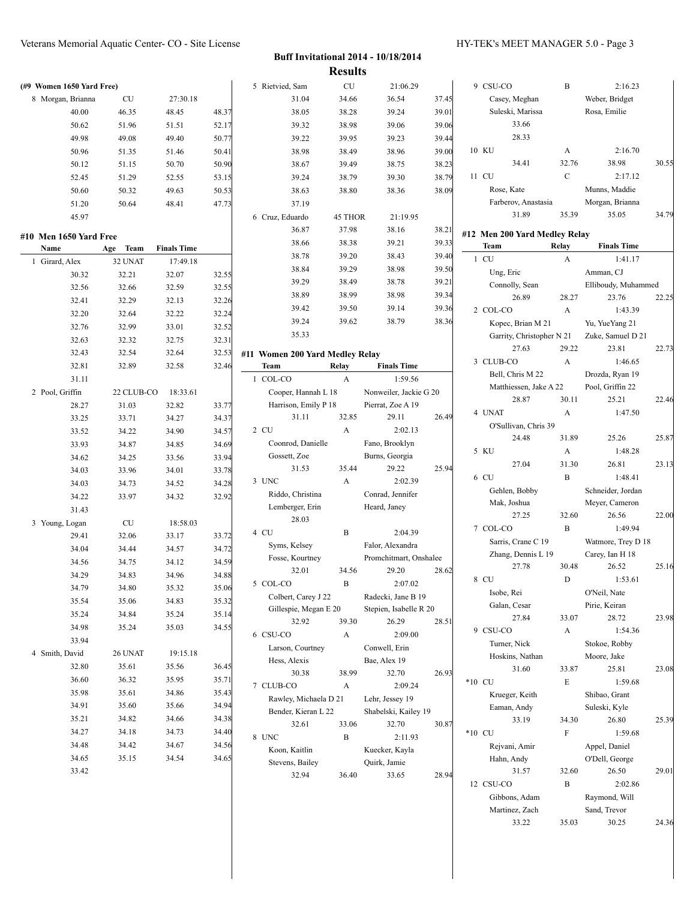## Buff Invitational 2014 - 10/18/2014

## Results

**(#9 Women 1650 Yard Free)**

| Name | Age | Team | Finals Time |
|---|---|---|---|
| 8 Morgan, Brianna | | CU | 27:30.18 |

| | | | |
|---|---|---|---|
| 40.00 | 46.35 | 48.45 | 48.37 |
| 50.62 | 51.96 | 51.51 | 52.17 |
| 49.98 | 49.08 | 49.40 | 50.77 |
| 50.96 | 51.35 | 51.46 | 50.41 |
| 50.12 | 51.15 | 50.70 | 50.90 |
| 52.45 | 51.29 | 52.55 | 53.15 |
| 50.60 | 50.32 | 49.63 | 50.53 |
| 51.20 | 50.64 | 48.41 | 47.73 |
| 45.97 | | | |

### #10 Men 1650 Yard Free

| Name | Age | Team | Finals Time |
|---|---|---|---|
| 1 Girard, Alex | 32 | UNAT | 17:49.18 |

| | | | |
|---|---|---|---|
| 30.32 | 32.21 | 32.07 | 32.55 |
| 32.56 | 32.66 | 32.59 | 32.55 |
| 32.41 | 32.29 | 32.13 | 32.26 |
| 32.20 | 32.64 | 32.22 | 32.24 |
| 32.76 | 32.99 | 33.01 | 32.52 |
| 32.63 | 32.32 | 32.75 | 32.31 |
| 32.43 | 32.54 | 32.64 | 32.53 |
| 32.81 | 32.89 | 32.58 | 32.46 |
| 31.11 | | | |

| Name | Age | Team | Finals Time |
|---|---|---|---|
| 2 Pool, Griffin | 22 | CLUB-CO | 18:33.61 |

| | | | |
|---|---|---|---|
| 28.27 | 31.03 | 32.82 | 33.77 |
| 33.25 | 33.71 | 34.27 | 34.37 |
| 33.52 | 34.22 | 34.90 | 34.57 |
| 33.93 | 34.87 | 34.85 | 34.69 |
| 34.62 | 34.25 | 33.56 | 33.94 |
| 34.03 | 33.96 | 34.01 | 33.78 |
| 34.03 | 34.73 | 34.52 | 34.28 |
| 34.22 | 33.97 | 34.32 | 32.92 |
| 31.43 | | | |

| Name | Age | Team | Finals Time |
|---|---|---|---|
| 3 Young, Logan | | CU | 18:58.03 |

| | | | |
|---|---|---|---|
| 29.41 | 32.06 | 33.17 | 33.72 |
| 34.04 | 34.44 | 34.57 | 34.72 |
| 34.56 | 34.75 | 34.12 | 34.59 |
| 34.29 | 34.83 | 34.96 | 34.88 |
| 34.79 | 34.80 | 35.32 | 35.06 |
| 35.54 | 35.06 | 34.83 | 35.32 |
| 35.24 | 34.84 | 35.24 | 35.14 |
| 34.98 | 35.24 | 35.03 | 34.55 |
| 33.94 | | | |

| Name | Age | Team | Finals Time |
|---|---|---|---|
| 4 Smith, David | 26 | UNAT | 19:15.18 |

| | | | |
|---|---|---|---|
| 32.80 | 35.61 | 35.56 | 36.45 |
| 36.60 | 36.32 | 35.95 | 35.71 |
| 35.98 | 35.61 | 34.86 | 35.43 |
| 34.91 | 35.60 | 35.66 | 34.94 |
| 35.21 | 34.82 | 34.66 | 34.38 |
| 34.27 | 34.18 | 34.73 | 34.40 |
| 34.48 | 34.42 | 34.67 | 34.56 |
| 34.65 | 35.15 | 34.54 | 34.65 |
| 33.42 | | | |

| Name | Age | Team | Finals Time |
|---|---|---|---|
| 5 Rietvied, Sam | | CU | 21:06.29 |

| | | | |
|---|---|---|---|
| 31.04 | 34.66 | 36.54 | 37.45 |
| 38.05 | 38.28 | 39.24 | 39.01 |
| 39.32 | 38.98 | 39.06 | 39.06 |
| 39.22 | 39.95 | 39.23 | 39.44 |
| 38.98 | 38.49 | 38.96 | 39.00 |
| 38.67 | 39.49 | 38.75 | 38.23 |
| 39.24 | 38.79 | 39.30 | 38.79 |
| 38.63 | 38.80 | 38.36 | 38.09 |
| 37.19 | | | |

| Name | Age | Team | Finals Time |
|---|---|---|---|
| 6 Cruz, Eduardo | 45 | THOR | 21:19.95 |

| | | | |
|---|---|---|---|
| 36.87 | 37.98 | 38.16 | 38.21 |
| 38.66 | 38.38 | 39.21 | 39.33 |
| 38.78 | 39.20 | 38.43 | 39.40 |
| 38.84 | 39.29 | 38.98 | 39.50 |
| 39.29 | 38.49 | 38.78 | 39.21 |
| 38.89 | 38.99 | 38.98 | 39.34 |
| 39.42 | 39.50 | 39.14 | 39.36 |
| 39.24 | 39.62 | 38.79 | 38.36 |
| 35.33 | | | |

### #11 Women 200 Yard Medley Relay

| Team | Relay | Finals Time | |
|---|---|---|---|
| 1 COL-CO | A | 1:59.56 | |
| Cooper, Hannah L 18 | | Nonweiler, Jackie G 20 | |
| Harrison, Emily P 18 | | Pierrat, Zoe A 19 | |
| 31.11 | 32.85 | 29.11 | 26.49 |
| 2 CU | A | 2:02.13 | |
| Coonrod, Danielle | | Fano, Brooklyn | |
| Gossett, Zoe | | Burns, Georgia | |
| 31.53 | 35.44 | 29.22 | 25.94 |
| 3 UNC | A | 2:02.39 | |
| Riddo, Christina | | Conrad, Jennifer | |
| Lemberger, Erin | | Heard, Janey | |
| 28.03 | | | |
| 4 CU | B | 2:04.39 | |
| Syms, Kelsey | | Falor, Alexandra | |
| Fosse, Kourtney | | Promchitmart, Onshalee | |
| 32.01 | 34.56 | 29.20 | 28.62 |
| 5 COL-CO | B | 2:07.02 | |
| Colbert, Carey J 22 | | Radecki, Jane B 19 | |
| Gillespie, Megan E 20 | | Stepien, Isabelle R 20 | |
| 32.92 | 39.30 | 26.29 | 28.51 |
| 6 CSU-CO | A | 2:09.00 | |
| Larson, Courtney | | Conwell, Erin | |
| Hess, Alexis | | Bae, Alex 19 | |
| 30.38 | 38.99 | 32.70 | 26.93 |
| 7 CLUB-CO | A | 2:09.24 | |
| Rawley, Michaela D 21 | | Lehr, Jessey 19 | |
| Bender, Kieran L 22 | | Shabelski, Kailey 19 | |
| 32.61 | 33.06 | 32.70 | 30.87 |
| 8 UNC | B | 2:11.93 | |
| Koon, Kaitlin | | Kuecker, Kayla | |
| Stevens, Bailey | | Quirk, Jamie | |
| 32.94 | 36.40 | 33.65 | 28.94 |
| 9 CSU-CO | B | 2:16.23 | |
| Casey, Meghan | | Weber, Bridget | |
| Suleski, Marissa | | Rosa, Emilie | |
| 33.66 | | | |
| 28.33 | | | |
| 10 KU | A | 2:16.70 | |
| 34.41 | 32.76 | 38.98 | 30.55 |
| 11 CU | C | 2:17.12 | |
| Rose, Kate | | Munns, Maddie | |
| Farberov, Anastasia | | Morgan, Brianna | |
| 31.89 | 35.39 | 35.05 | 34.79 |

### #12 Men 200 Yard Medley Relay

| Team | Relay | Finals Time | |
|---|---|---|---|
| 1 CU | A | 1:41.17 | |
| Ung, Eric | | Amman, CJ | |
| Connolly, Sean | | Elliboudy, Muhammed | |
| 26.89 | 28.27 | 23.76 | 22.25 |
| 2 COL-CO | A | 1:43.39 | |
| Kopec, Brian M 21 | | Yu, YueYang 21 | |
| Garrity, Christopher N 21 | | Zuke, Samuel D 21 | |
| 27.63 | 29.22 | 23.81 | 22.73 |
| 3 CLUB-CO | A | 1:46.65 | |
| Bell, Chris M 22 | | Drozda, Ryan 19 | |
| Matthiessen, Jake A 22 | | Pool, Griffin 22 | |
| 28.87 | 30.11 | 25.21 | 22.46 |
| 4 UNAT | A | 1:47.50 | |
| O'Sullivan, Chris 39 | | | |
| 24.48 | 31.89 | 25.26 | 25.87 |
| 5 KU | A | 1:48.28 | |
| 27.04 | 31.30 | 26.81 | 23.13 |
| 6 CU | B | 1:48.41 | |
| Gehlen, Bobby | | Schneider, Jordan | |
| Mak, Joshua | | Meyer, Cameron | |
| 27.25 | 32.60 | 26.56 | 22.00 |
| 7 COL-CO | B | 1:49.94 | |
| Sarris, Crane C 19 | | Watmore, Trey D 18 | |
| Zhang, Dennis L 19 | | Carey, Ian H 18 | |
| 27.78 | 30.48 | 26.52 | 25.16 |
| 8 CU | D | 1:53.61 | |
| Isobe, Rei | | O'Neil, Nate | |
| Galan, Cesar | | Pirie, Keiran | |
| 27.84 | 33.07 | 28.72 | 23.98 |
| 9 CSU-CO | A | 1:54.36 | |
| Turner, Nick | | Stokoe, Robby | |
| Hoskins, Nathan | | Moore, Jake | |
| 31.60 | 33.87 | 25.81 | 23.08 |
| *10 CU | E | 1:59.68 | |
| Krueger, Keith | | Shibao, Grant | |
| Eaman, Andy | | Suleski, Kyle | |
| 33.19 | 34.30 | 26.80 | 25.39 |
| *10 CU | F | 1:59.68 | |
| Rejvani, Amir | | Appel, Daniel | |
| Hahn, Andy | | O'Dell, George | |
| 31.57 | 32.60 | 26.50 | 29.01 |
| 12 CSU-CO | B | 2:02.86 | |
| Gibbons, Adam | | Raymond, Will | |
| Martinez, Zach | | Sand, Trevor | |
| 33.22 | 35.03 | 30.25 | 24.36 |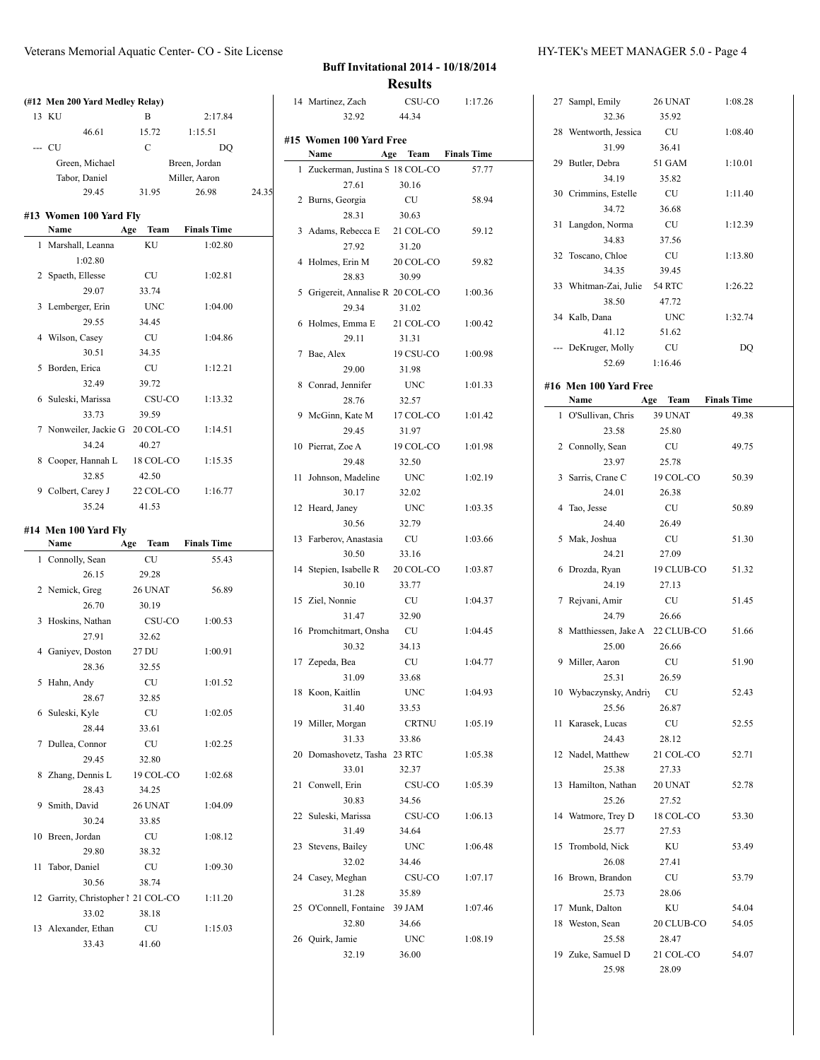## Buff Invitational 2014 - 10/18/2014

## Results

### (#12 Men 200 Yard Medley Relay)

| | Team | Relay | Finals Time |
|---|---|---|---|
| 13 | KU | B | 2:17.84 |
| | 46.61 | 15.72 | 1:15.51 |
| --- | CU | C | DQ |
| | Green, Michael | | Breen, Jordan |
| | Tabor, Daniel | | Miller, Aaron |
| | 29.45 | 31.95 | 26.98 24.35 |

### #13 Women 100 Yard Fly

| | Name | Age | Team | Finals Time |
|---|---|---|---|---|
| 1 | Marshall, Leanna | | KU | 1:02.80 |
| | 1:02.80 | | | |
| 2 | Spaeth, Ellesse | | CU | 1:02.81 |
| | 29.07 | 33.74 | | |
| 3 | Lemberger, Erin | | UNC | 1:04.00 |
| | 29.55 | 34.45 | | |
| 4 | Wilson, Casey | | CU | 1:04.86 |
| | 30.51 | 34.35 | | |
| 5 | Borden, Erica | | CU | 1:12.21 |
| | 32.49 | 39.72 | | |
| 6 | Suleski, Marissa | | CSU-CO | 1:13.32 |
| | 33.73 | 39.59 | | |
| 7 | Nonweiler, Jackie G | 20 | COL-CO | 1:14.51 |
| | 34.24 | 40.27 | | |
| 8 | Cooper, Hannah L | 18 | COL-CO | 1:15.35 |
| | 32.85 | 42.50 | | |
| 9 | Colbert, Carey J | 22 | COL-CO | 1:16.77 |
| | 35.24 | 41.53 | | |

### #14 Men 100 Yard Fly

| | Name | Age | Team | Finals Time |
|---|---|---|---|---|
| 1 | Connolly, Sean | | CU | 55.43 |
| | 26.15 | 29.28 | | |
| 2 | Nemick, Greg | 26 | UNAT | 56.89 |
| | 26.70 | 30.19 | | |
| 3 | Hoskins, Nathan | | CSU-CO | 1:00.53 |
| | 27.91 | 32.62 | | |
| 4 | Ganiyev, Doston | 27 | DU | 1:00.91 |
| | 28.36 | 32.55 | | |
| 5 | Hahn, Andy | | CU | 1:01.52 |
| | 28.67 | 32.85 | | |
| 6 | Suleski, Kyle | | CU | 1:02.05 |
| | 28.44 | 33.61 | | |
| 7 | Dullea, Connor | | CU | 1:02.25 |
| | 29.45 | 32.80 | | |
| 8 | Zhang, Dennis L | 19 | COL-CO | 1:02.68 |
| | 28.43 | 34.25 | | |
| 9 | Smith, David | 26 | UNAT | 1:04.09 |
| | 30.24 | 33.85 | | |
| 10 | Breen, Jordan | | CU | 1:08.12 |
| | 29.80 | 38.32 | | |
| 11 | Tabor, Daniel | | CU | 1:09.30 |
| | 30.56 | 38.74 | | |
| 12 | Garrity, Christopher I | 21 | COL-CO | 1:11.20 |
| | 33.02 | 38.18 | | |
| 13 | Alexander, Ethan | | CU | 1:15.03 |
| | 33.43 | 41.60 | | |
| 14 | Martinez, Zach | | CSU-CO | 1:17.26 |
| | 32.92 | 44.34 | | |

### #15 Women 100 Yard Free

| | Name | Age | Team | Finals Time |
|---|---|---|---|---|
| 1 | Zuckerman, Justina S | 18 | COL-CO | 57.77 |
| | 27.61 | 30.16 | | |
| 2 | Burns, Georgia | | CU | 58.94 |
| | 28.31 | 30.63 | | |
| 3 | Adams, Rebecca E | 21 | COL-CO | 59.12 |
| | 27.92 | 31.20 | | |
| 4 | Holmes, Erin M | 20 | COL-CO | 59.82 |
| | 28.83 | 30.99 | | |
| 5 | Grigereit, Annalise R | 20 | COL-CO | 1:00.36 |
| | 29.34 | 31.02 | | |
| 6 | Holmes, Emma E | 21 | COL-CO | 1:00.42 |
| | 29.11 | 31.31 | | |
| 7 | Bae, Alex | 19 | CSU-CO | 1:00.98 |
| | 29.00 | 31.98 | | |
| 8 | Conrad, Jennifer | | UNC | 1:01.33 |
| | 28.76 | 32.57 | | |
| 9 | McGinn, Kate M | 17 | COL-CO | 1:01.42 |
| | 29.45 | 31.97 | | |
| 10 | Pierrat, Zoe A | 19 | COL-CO | 1:01.98 |
| | 29.48 | 32.50 | | |
| 11 | Johnson, Madeline | | UNC | 1:02.19 |
| | 30.17 | 32.02 | | |
| 12 | Heard, Janey | | UNC | 1:03.35 |
| | 30.56 | 32.79 | | |
| 13 | Farberov, Anastasia | | CU | 1:03.66 |
| | 30.50 | 33.16 | | |
| 14 | Stepien, Isabelle R | 20 | COL-CO | 1:03.87 |
| | 30.10 | 33.77 | | |
| 15 | Ziel, Nonnie | | CU | 1:04.37 |
| | 31.47 | 32.90 | | |
| 16 | Promchitmart, Onsha | | CU | 1:04.45 |
| | 30.32 | 34.13 | | |
| 17 | Zepeda, Bea | | CU | 1:04.77 |
| | 31.09 | 33.68 | | |
| 18 | Koon, Kaitlin | | UNC | 1:04.93 |
| | 31.40 | 33.53 | | |
| 19 | Miller, Morgan | | CRTNU | 1:05.19 |
| | 31.33 | 33.86 | | |
| 20 | Domashovetz, Tasha | 23 | RTC | 1:05.38 |
| | 33.01 | 32.37 | | |
| 21 | Conwell, Erin | | CSU-CO | 1:05.39 |
| | 30.83 | 34.56 | | |
| 22 | Suleski, Marissa | | CSU-CO | 1:06.13 |
| | 31.49 | 34.64 | | |
| 23 | Stevens, Bailey | | UNC | 1:06.48 |
| | 32.02 | 34.46 | | |
| 24 | Casey, Meghan | | CSU-CO | 1:07.17 |
| | 31.28 | 35.89 | | |
| 25 | O'Connell, Fontaine | 39 | JAM | 1:07.46 |
| | 32.80 | 34.66 | | |
| 26 | Quirk, Jamie | | UNC | 1:08.19 |
| | 32.19 | 36.00 | | |
| 27 | Sampl, Emily | 26 | UNAT | 1:08.28 |
| | 32.36 | 35.92 | | |
| 28 | Wentworth, Jessica | | CU | 1:08.40 |
| | 31.99 | 36.41 | | |
| 29 | Butler, Debra | 51 | GAM | 1:10.01 |
| | 34.19 | 35.82 | | |
| 30 | Crimmins, Estelle | | CU | 1:11.40 |
| | 34.72 | 36.68 | | |
| 31 | Langdon, Norma | | CU | 1:12.39 |
| | 34.83 | 37.56 | | |
| 32 | Toscano, Chloe | | CU | 1:13.80 |
| | 34.35 | 39.45 | | |
| 33 | Whitman-Zai, Julie | 54 | RTC | 1:26.22 |
| | 38.50 | 47.72 | | |
| 34 | Kalb, Dana | | UNC | 1:32.74 |
| | 41.12 | 51.62 | | |
| --- | DeKruger, Molly | | CU | DQ |
| | 52.69 | 1:16.46 | | |

### #16 Men 100 Yard Free

| | Name | Age | Team | Finals Time |
|---|---|---|---|---|
| 1 | O'Sullivan, Chris | 39 | UNAT | 49.38 |
| | 23.58 | 25.80 | | |
| 2 | Connolly, Sean | | CU | 49.75 |
| | 23.97 | 25.78 | | |
| 3 | Sarris, Crane C | 19 | COL-CO | 50.39 |
| | 24.01 | 26.38 | | |
| 4 | Tao, Jesse | | CU | 50.89 |
| | 24.40 | 26.49 | | |
| 5 | Mak, Joshua | | CU | 51.30 |
| | 24.21 | 27.09 | | |
| 6 | Drozda, Ryan | 19 | CLUB-CO | 51.32 |
| | 24.19 | 27.13 | | |
| 7 | Rejvani, Amir | | CU | 51.45 |
| | 24.79 | 26.66 | | |
| 8 | Matthiessen, Jake A | 22 | CLUB-CO | 51.66 |
| | 25.00 | 26.66 | | |
| 9 | Miller, Aaron | | CU | 51.90 |
| | 25.31 | 26.59 | | |
| 10 | Wybaczynsky, Andriy | | CU | 52.43 |
| | 25.56 | 26.87 | | |
| 11 | Karasek, Lucas | | CU | 52.55 |
| | 24.43 | 28.12 | | |
| 12 | Nadel, Matthew | 21 | COL-CO | 52.71 |
| | 25.38 | 27.33 | | |
| 13 | Hamilton, Nathan | 20 | UNAT | 52.78 |
| | 25.26 | 27.52 | | |
| 14 | Watmore, Trey D | 18 | COL-CO | 53.30 |
| | 25.77 | 27.53 | | |
| 15 | Trombold, Nick | | KU | 53.49 |
| | 26.08 | 27.41 | | |
| 16 | Brown, Brandon | | CU | 53.79 |
| | 25.73 | 28.06 | | |
| 17 | Munk, Dalton | | KU | 54.04 |
| 18 | Weston, Sean | 20 | CLUB-CO | 54.05 |
| | 25.58 | 28.47 | | |
| 19 | Zuke, Samuel D | 21 | COL-CO | 54.07 |
| | 25.98 | 28.09 | | |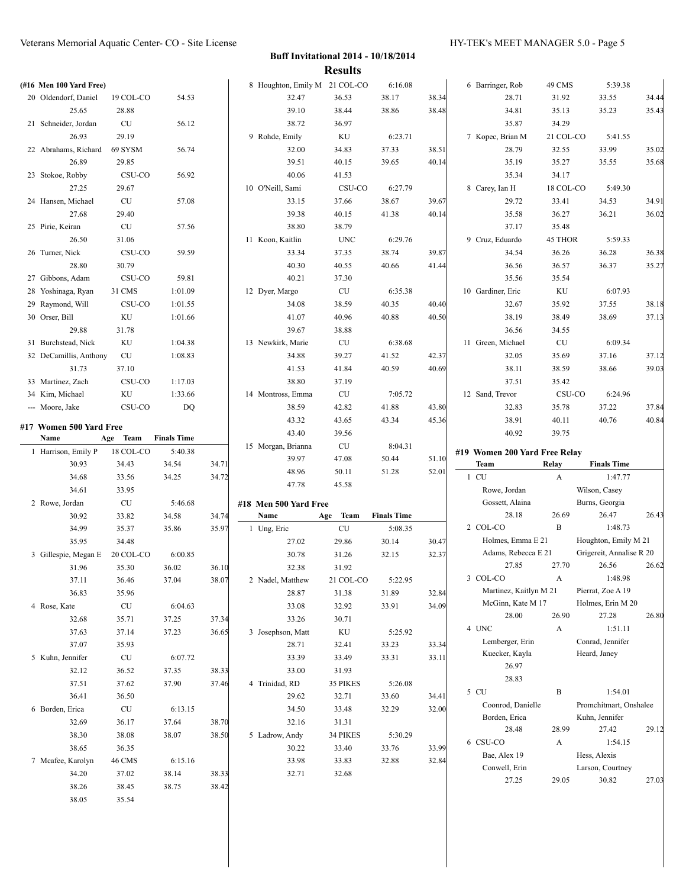# Buff Invitational 2014 - 10/18/2014

## Results

### (#16 Men 100 Yard Free)

| | Name | Age Team | Finals Time |
|---|---|---|---|
| 20 | Oldendorf, Daniel | 19 COL-CO | 54.53 |
| | 25.65 | 28.88 | |
| 21 | Schneider, Jordan | CU | 56.12 |
| | 26.93 | 29.19 | |
| 22 | Abrahams, Richard | 69 SYSM | 56.74 |
| | 26.89 | 29.85 | |
| 23 | Stokoe, Robby | CSU-CO | 56.92 |
| | 27.25 | 29.67 | |
| 24 | Hansen, Michael | CU | 57.08 |
| | 27.68 | 29.40 | |
| 25 | Pirie, Keiran | CU | 57.56 |
| | 26.50 | 31.06 | |
| 26 | Turner, Nick | CSU-CO | 59.59 |
| | 28.80 | 30.79 | |
| 27 | Gibbons, Adam | CSU-CO | 59.81 |
| 28 | Yoshinaga, Ryan | 31 CMS | 1:01.09 |
| 29 | Raymond, Will | CSU-CO | 1:01.55 |
| 30 | Orser, Bill | KU | 1:01.66 |
| | 29.88 | 31.78 | |
| 31 | Burchstead, Nick | KU | 1:04.38 |
| 32 | DeCamillis, Anthony | CU | 1:08.83 |
| | 31.73 | 37.10 | |
| 33 | Martinez, Zach | CSU-CO | 1:17.03 |
| 34 | Kim, Michael | KU | 1:33.66 |
| --- | Moore, Jake | CSU-CO | DQ |

### #17 Women 500 Yard Free

| | Name | Age Team | Finals Time | |
|---|---|---|---|---|
| 1 | Harrison, Emily P | 18 COL-CO | 5:40.38 | |
| | 30.93 | 34.43 | 34.54 | 34.71 |
| | 34.68 | 33.56 | 34.25 | 34.72 |
| | 34.61 | 33.95 | | |
| 2 | Rowe, Jordan | CU | 5:46.68 | |
| | 30.92 | 33.82 | 34.58 | 34.74 |
| | 34.99 | 35.37 | 35.86 | 35.97 |
| | 35.95 | 34.48 | | |
| 3 | Gillespie, Megan E | 20 COL-CO | 6:00.85 | |
| | 31.96 | 35.30 | 36.02 | 36.10 |
| | 37.11 | 36.46 | 37.04 | 38.07 |
| | 36.83 | 35.96 | | |
| 4 | Rose, Kate | CU | 6:04.63 | |
| | 32.68 | 35.71 | 37.25 | 37.34 |
| | 37.63 | 37.14 | 37.23 | 36.65 |
| | 37.07 | 35.93 | | |
| 5 | Kuhn, Jennifer | CU | 6:07.72 | |
| | 32.12 | 36.52 | 37.35 | 38.33 |
| | 37.51 | 37.62 | 37.90 | 37.46 |
| | 36.41 | 36.50 | | |
| 6 | Borden, Erica | CU | 6:13.15 | |
| | 32.69 | 36.17 | 37.64 | 38.70 |
| | 38.30 | 38.08 | 38.07 | 38.50 |
| | 38.65 | 36.35 | | |
| 7 | Mcafee, Karolyn | 46 CMS | 6:15.16 | |
| | 34.20 | 37.02 | 38.14 | 38.33 |
| | 38.26 | 38.45 | 38.75 | 38.42 |
| | 38.05 | 35.54 | | |
| 8 | Houghton, Emily M | 21 COL-CO | 6:16.08 | |
| | 32.47 | 36.53 | 38.17 | 38.34 |
| | 39.10 | 38.44 | 38.86 | 38.48 |
| | 38.72 | 36.97 | | |
| 9 | Rohde, Emily | KU | 6:23.71 | |
| | 32.00 | 34.83 | 37.33 | 38.51 |
| | 39.51 | 40.15 | 39.65 | 40.14 |
| | 40.06 | 41.53 | | |
| 10 | O'Neill, Sami | CSU-CO | 6:27.79 | |
| | 33.15 | 37.66 | 38.67 | 39.67 |
| | 39.38 | 40.15 | 41.38 | 40.14 |
| | 38.80 | 38.79 | | |
| 11 | Koon, Kaitlin | UNC | 6:29.76 | |
| | 33.34 | 37.35 | 38.74 | 39.87 |
| | 40.30 | 40.55 | 40.66 | 41.44 |
| | 40.21 | 37.30 | | |
| 12 | Dyer, Margo | CU | 6:35.38 | |
| | 34.08 | 38.59 | 40.35 | 40.40 |
| | 41.07 | 40.96 | 40.88 | 40.50 |
| | 39.67 | 38.88 | | |
| 13 | Newkirk, Marie | CU | 6:38.68 | |
| | 34.88 | 39.27 | 41.52 | 42.37 |
| | 41.53 | 41.84 | 40.59 | 40.69 |
| | 38.80 | 37.19 | | |
| 14 | Montross, Emma | CU | 7:05.72 | |
| | 38.59 | 42.82 | 41.88 | 43.80 |
| | 43.32 | 43.65 | 43.34 | 45.36 |
| | 43.40 | 39.56 | | |
| 15 | Morgan, Brianna | CU | 8:04.31 | |
| | 39.97 | 47.08 | 50.44 | 51.10 |
| | 48.96 | 50.11 | 51.28 | 52.01 |
| | 47.78 | 45.58 | | |

### #18 Men 500 Yard Free

| | Name | Age Team | Finals Time | |
|---|---|---|---|---|
| 1 | Ung, Eric | CU | 5:08.35 | |
| | 27.02 | 29.86 | 30.14 | 30.47 |
| | 30.78 | 31.26 | 32.15 | 32.37 |
| | 32.38 | 31.92 | | |
| 2 | Nadel, Matthew | 21 COL-CO | 5:22.95 | |
| | 28.87 | 31.38 | 31.89 | 32.84 |
| | 33.08 | 32.92 | 33.91 | 34.09 |
| | 33.26 | 30.71 | | |
| 3 | Josephson, Matt | KU | 5:25.92 | |
| | 28.71 | 32.41 | 33.23 | 33.34 |
| | 33.39 | 33.49 | 33.31 | 33.11 |
| | 33.00 | 31.93 | | |
| 4 | Trinidad, RD | 35 PIKES | 5:26.08 | |
| | 29.62 | 32.71 | 33.60 | 34.41 |
| | 34.50 | 33.48 | 32.29 | 32.00 |
| | 32.16 | 31.31 | | |
| 5 | Ladrow, Andy | 34 PIKES | 5:30.29 | |
| | 30.22 | 33.40 | 33.76 | 33.99 |
| | 33.98 | 33.83 | 32.88 | 32.84 |
| | 32.71 | 32.68 | | |
| 6 | Barringer, Rob | 49 CMS | 5:39.38 | |
| | 28.71 | 31.92 | 33.55 | 34.44 |
| | 34.81 | 35.13 | 35.23 | 35.43 |
| | 35.87 | 34.29 | | |
| 7 | Kopec, Brian M | 21 COL-CO | 5:41.55 | |
| | 28.79 | 32.55 | 33.99 | 35.02 |
| | 35.19 | 35.27 | 35.55 | 35.68 |
| | 35.34 | 34.17 | | |
| 8 | Carey, Ian H | 18 COL-CO | 5:49.30 | |
| | 29.72 | 33.41 | 34.53 | 34.91 |
| | 35.58 | 36.27 | 36.21 | 36.02 |
| | 37.17 | 35.48 | | |
| 9 | Cruz, Eduardo | 45 THOR | 5:59.33 | |
| | 34.54 | 36.26 | 36.28 | 36.38 |
| | 36.56 | 36.57 | 36.37 | 35.27 |
| | 35.56 | 35.54 | | |
| 10 | Gardiner, Eric | KU | 6:07.93 | |
| | 32.67 | 35.92 | 37.55 | 38.18 |
| | 38.19 | 38.49 | 38.69 | 37.13 |
| | 36.56 | 34.55 | | |
| 11 | Green, Michael | CU | 6:09.34 | |
| | 32.05 | 35.69 | 37.16 | 37.12 |
| | 38.11 | 38.59 | 38.66 | 39.03 |
| | 37.51 | 35.42 | | |
| 12 | Sand, Trevor | CSU-CO | 6:24.96 | |
| | 32.83 | 35.78 | 37.22 | 37.84 |
| | 38.91 | 40.11 | 40.76 | 40.84 |
| | 40.92 | 39.75 | | |

### #19 Women 200 Yard Free Relay

| | Team | Relay | Finals Time | |
|---|---|---|---|---|
| 1 | CU | A | 1:47.77 | |
| | Rowe, Jordan | | Wilson, Casey | |
| | Gossett, Alaina | | Burns, Georgia | |
| | 28.18 | 26.69 | 26.47 | 26.43 |
| 2 | COL-CO | B | 1:48.73 | |
| | Holmes, Emma E 21 | | Houghton, Emily M 21 | |
| | Adams, Rebecca E 21 | | Grigereit, Annalise R 20 | |
| | 27.85 | 27.70 | 26.56 | 26.62 |
| 3 | COL-CO | A | 1:48.98 | |
| | Martinez, Kaitlyn M 21 | | Pierrat, Zoe A 19 | |
| | McGinn, Kate M 17 | | Holmes, Erin M 20 | |
| | 28.00 | 26.90 | 27.28 | 26.80 |
| 4 | UNC | A | 1:51.11 | |
| | Lemberger, Erin | | Conrad, Jennifer | |
| | Kuecker, Kayla | | Heard, Janey | |
| | 26.97 | | | |
| | 28.83 | | | |
| 5 | CU | B | 1:54.01 | |
| | Coonrod, Danielle | | Promchitmart, Onshalee | |
| | Borden, Erica | | Kuhn, Jennifer | |
| | 28.48 | 28.99 | 27.42 | 29.12 |
| 6 | CSU-CO | A | 1:54.15 | |
| | Bae, Alex 19 | | Hess, Alexis | |
| | Conwell, Erin | | Larson, Courtney | |
| | 27.25 | 29.05 | 30.82 | 27.03 |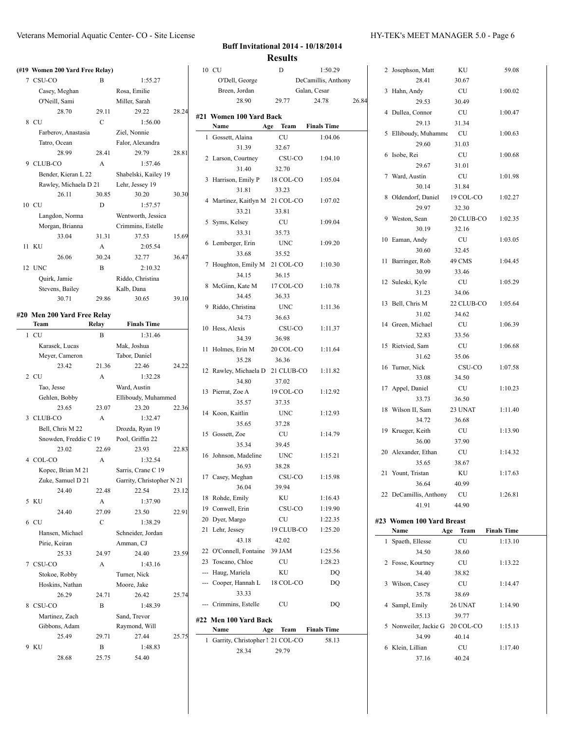## Buff Invitational 2014 - 10/18/2014

## Results

### (#19 Women 200 Yard Free Relay)

| | Team | Relay | Finals Time |
|---|---|---|---|
| 7 | CSU-CO | B | 1:55.27 |
| | Casey, Meghan | Rosa, Emilie | |
| | O'Neill, Sami | Miller, Sarah | |
| | 28.70 29.11 | 29.22 28.24 | |
| 8 | CU | C | 1:56.00 |
| | Farberov, Anastasia | Ziel, Nonnie | |
| | Tatro, Ocean | Falor, Alexandra | |
| | 28.99 28.41 | 29.79 28.81 | |
| 9 | CLUB-CO | A | 1:57.46 |
| | Bender, Kieran L 22 | Shabelski, Kailey 19 | |
| | Rawley, Michaela D 21 | Lehr, Jessey 19 | |
| | 26.11 30.85 | 30.20 30.30 | |
| 10 | CU | D | 1:57.57 |
| | Langdon, Norma | Wentworth, Jessica | |
| | Morgan, Brianna | Crimmins, Estelle | |
| | 33.04 31.31 | 37.53 15.69 | |
| 11 | KU | A | 2:05.54 |
| | 26.06 30.24 | 32.77 36.47 | |
| 12 | UNC | B | 2:10.32 |
| | Quirk, Jamie | Riddo, Christina | |
| | Stevens, Bailey | Kalb, Dana | |
| | 30.71 29.86 | 30.65 39.10 | |

### #20 Men 200 Yard Free Relay

| | Team | Relay | Finals Time |
|---|---|---|---|
| 1 | CU | B | 1:31.46 |
| | Karasek, Lucas | Mak, Joshua | |
| | Meyer, Cameron | Tabor, Daniel | |
| | 23.42 21.36 | 22.46 24.22 | |
| 2 | CU | A | 1:32.28 |
| | Tao, Jesse | Ward, Austin | |
| | Gehlen, Bobby | Elliboudy, Muhammed | |
| | 23.65 23.07 | 23.20 22.36 | |
| 3 | CLUB-CO | A | 1:32.47 |
| | Bell, Chris M 22 | Drozda, Ryan 19 | |
| | Snowden, Freddie C 19 | Pool, Griffin 22 | |
| | 23.02 22.69 | 23.93 22.83 | |
| 4 | COL-CO | A | 1:32.54 |
| | Kopec, Brian M 21 | Sarris, Crane C 19 | |
| | Zuke, Samuel D 21 | Garrity, Christopher N 21 | |
| | 24.40 22.48 | 22.54 23.12 | |
| 5 | KU | A | 1:37.90 |
| | 24.40 27.09 | 23.50 22.91 | |
| 6 | CU | C | 1:38.29 |
| | Hansen, Michael | Schneider, Jordan | |
| | Pirie, Keiran | Amman, CJ | |
| | 25.33 24.97 | 24.40 23.59 | |
| 7 | CSU-CO | A | 1:43.16 |
| | Stokoe, Robby | Turner, Nick | |
| | Hoskins, Nathan | Moore, Jake | |
| | 26.29 24.71 | 26.42 25.74 | |
| 8 | CSU-CO | B | 1:48.39 |
| | Martinez, Zach | Sand, Trevor | |
| | Gibbons, Adam | Raymond, Will | |
| | 25.49 29.71 | 27.44 25.75 | |
| 9 | KU | B | 1:48.83 |
| | 28.68 25.75 | 54.40 | |
| 10 | CU | D | 1:50.29 |
| | O'Dell, George | DeCamillis, Anthony | |
| | Breen, Jordan | Galan, Cesar | |
| | 28.90 29.77 | 24.78 26.84 | |

### #21 Women 100 Yard Back

| | Name | Age | Team | Finals Time |
|---|---|---|---|---|
| 1 | Gossett, Alaina | | CU | 1:04.06 |
| | 31.39 | | 32.67 | |
| 2 | Larson, Courtney | | CSU-CO | 1:04.10 |
| | 31.40 | | 32.70 | |
| 3 | Harrison, Emily P | 18 | COL-CO | 1:05.04 |
| | 31.81 | | 33.23 | |
| 4 | Martinez, Kaitlyn M | 21 | COL-CO | 1:07.02 |
| | 33.21 | | 33.81 | |
| 5 | Syms, Kelsey | | CU | 1:09.04 |
| | 33.31 | | 35.73 | |
| 6 | Lemberger, Erin | | UNC | 1:09.20 |
| | 33.68 | | 35.52 | |
| 7 | Houghton, Emily M | 21 | COL-CO | 1:10.30 |
| | 34.15 | | 36.15 | |
| 8 | McGinn, Kate M | 17 | COL-CO | 1:10.78 |
| | 34.45 | | 36.33 | |
| 9 | Riddo, Christina | | UNC | 1:11.36 |
| | 34.73 | | 36.63 | |
| 10 | Hess, Alexis | | CSU-CO | 1:11.37 |
| | 34.39 | | 36.98 | |
| 11 | Holmes, Erin M | 20 | COL-CO | 1:11.64 |
| | 35.28 | | 36.36 | |
| 12 | Rawley, Michaela D | 21 | CLUB-CO | 1:11.82 |
| | 34.80 | | 37.02 | |
| 13 | Pierrat, Zoe A | 19 | COL-CO | 1:12.92 |
| | 35.57 | | 37.35 | |
| 14 | Koon, Kaitlin | | UNC | 1:12.93 |
| | 35.65 | | 37.28 | |
| 15 | Gossett, Zoe | | CU | 1:14.79 |
| | 35.34 | | 39.45 | |
| 16 | Johnson, Madeline | | UNC | 1:15.21 |
| | 36.93 | | 38.28 | |
| 17 | Casey, Meghan | | CSU-CO | 1:15.98 |
| | 36.04 | | 39.94 | |
| 18 | Rohde, Emily | | KU | 1:16.43 |
| 19 | Conwell, Erin | | CSU-CO | 1:19.90 |
| 20 | Dyer, Margo | | CU | 1:22.35 |
| 21 | Lehr, Jessey | 19 | CLUB-CO | 1:25.20 |
| | 43.18 | | 42.02 | |
| 22 | O'Connell, Fontaine | 39 | JAM | 1:25.56 |
| 23 | Toscano, Chloe | | CU | 1:28.23 |
| --- | Haug, Mariela | | KU | DQ |
| --- | Cooper, Hannah L | 18 | COL-CO | DQ |
| | 33.33 | | | |
| --- | Crimmins, Estelle | | CU | DQ |

### #22 Men 100 Yard Back

| | Name | Age | Team | Finals Time |
|---|---|---|---|---|
| 1 | Garrity, Christopher N | 21 | COL-CO | 58.13 |
| | 28.34 | | 29.79 | |
| 2 | Josephson, Matt | | KU | 59.08 |
| | 28.41 | | 30.67 | |
| 3 | Hahn, Andy | | CU | 1:00.02 |
| | 29.53 | | 30.49 | |
| 4 | Dullea, Connor | | CU | 1:00.47 |
| | 29.13 | | 31.34 | |
| 5 | Elliboudy, Muhammed | | CU | 1:00.63 |
| | 29.60 | | 31.03 | |
| 6 | Isobe, Rei | | CU | 1:00.68 |
| | 29.67 | | 31.01 | |
| 7 | Ward, Austin | | CU | 1:01.98 |
| | 30.14 | | 31.84 | |
| 8 | Oldendorf, Daniel | 19 | COL-CO | 1:02.27 |
| | 29.97 | | 32.30 | |
| 9 | Weston, Sean | 20 | CLUB-CO | 1:02.35 |
| | 30.19 | | 32.16 | |
| 10 | Eaman, Andy | | CU | 1:03.05 |
| | 30.60 | | 32.45 | |
| 11 | Barringer, Rob | 49 | CMS | 1:04.45 |
| | 30.99 | | 33.46 | |
| 12 | Suleski, Kyle | | CU | 1:05.29 |
| | 31.23 | | 34.06 | |
| 13 | Bell, Chris M | 22 | CLUB-CO | 1:05.64 |
| | 31.02 | | 34.62 | |
| 14 | Green, Michael | | CU | 1:06.39 |
| | 32.83 | | 33.56 | |
| 15 | Rietvied, Sam | | CU | 1:06.68 |
| | 31.62 | | 35.06 | |
| 16 | Turner, Nick | | CSU-CO | 1:07.58 |
| | 33.08 | | 34.50 | |
| 17 | Appel, Daniel | | CU | 1:10.23 |
| | 33.73 | | 36.50 | |
| 18 | Wilson II, Sam | 23 | UNAT | 1:11.40 |
| | 34.72 | | 36.68 | |
| 19 | Krueger, Keith | | CU | 1:13.90 |
| | 36.00 | | 37.90 | |
| 20 | Alexander, Ethan | | CU | 1:14.32 |
| | 35.65 | | 38.67 | |
| 21 | Yount, Tristan | | KU | 1:17.63 |
| | 36.64 | | 40.99 | |
| 22 | DeCamillis, Anthony | | CU | 1:26.81 |
| | 41.91 | | 44.90 | |

### #23 Women 100 Yard Breast

| | Name | Age | Team | Finals Time |
|---|---|---|---|---|
| 1 | Spaeth, Ellesse | | CU | 1:13.10 |
| | 34.50 | | 38.60 | |
| 2 | Fosse, Kourtney | | CU | 1:13.22 |
| | 34.40 | | 38.82 | |
| 3 | Wilson, Casey | | CU | 1:14.47 |
| | 35.78 | | 38.69 | |
| 4 | Sampl, Emily | 26 | UNAT | 1:14.90 |
| | 35.13 | | 39.77 | |
| 5 | Nonweiler, Jackie G | 20 | COL-CO | 1:15.13 |
| | 34.99 | | 40.14 | |
| 6 | Klein, Lillian | | CU | 1:17.40 |
| | 37.16 | | 40.24 | |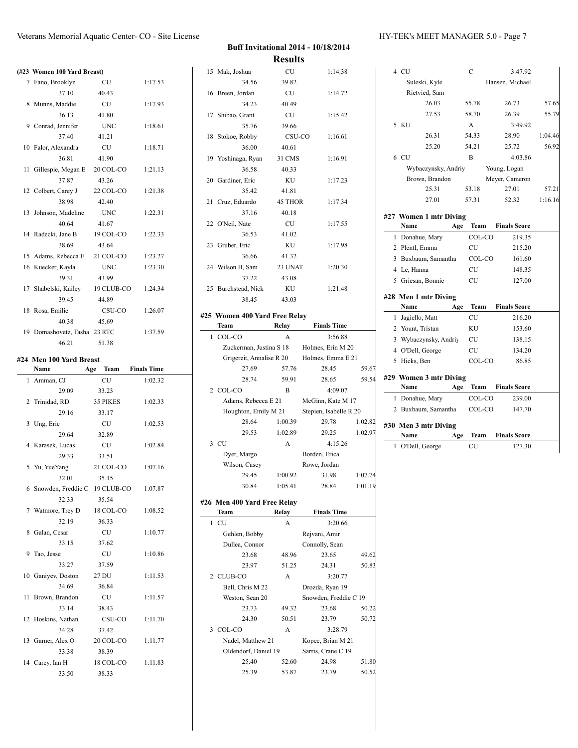## Buff Invitational 2014 - 10/18/2014

## Results

### (#23 Women 100 Yard Breast)

| | | | | |
|---|---|---|---|---|
| 7 | Fano, Brooklyn | | CU | 1:17.53 |
| | 37.10 | 40.43 | | |
| 8 | Munns, Maddie | | CU | 1:17.93 |
| | 36.13 | 41.80 | | |
| 9 | Conrad, Jennifer | | UNC | 1:18.61 |
| | 37.40 | 41.21 | | |
| 10 | Falor, Alexandra | | CU | 1:18.71 |
| | 36.81 | 41.90 | | |
| 11 | Gillespie, Megan E | 20 | COL-CO | 1:21.13 |
| | 37.87 | 43.26 | | |
| 12 | Colbert, Carey J | 22 | COL-CO | 1:21.38 |
| | 38.98 | 42.40 | | |
| 13 | Johnson, Madeline | | UNC | 1:22.31 |
| | 40.64 | 41.67 | | |
| 14 | Radecki, Jane B | 19 | COL-CO | 1:22.33 |
| | 38.69 | 43.64 | | |
| 15 | Adams, Rebecca E | 21 | COL-CO | 1:23.27 |
| 16 | Kuecker, Kayla | | UNC | 1:23.30 |
| | 39.31 | 43.99 | | |
| 17 | Shabelski, Kailey | 19 | CLUB-CO | 1:24.34 |
| | 39.45 | 44.89 | | |
| 18 | Rosa, Emilie | | CSU-CO | 1:26.07 |
| | 40.38 | 45.69 | | |
| 19 | Domashovetz, Tasha | 23 | RTC | 1:37.59 |
| | 46.21 | 51.38 | | |

### #24 Men 100 Yard Breast

| | Name | Age | Team | Finals Time |
|---|---|---|---|---|
| 1 | Amman, CJ | | CU | 1:02.32 |
| | 29.09 | 33.23 | | |
| 2 | Trinidad, RD | 35 | PIKES | 1:02.33 |
| | 29.16 | 33.17 | | |
| 3 | Ung, Eric | | CU | 1:02.53 |
| | 29.64 | 32.89 | | |
| 4 | Karasek, Lucas | | CU | 1:02.84 |
| | 29.33 | 33.51 | | |
| 5 | Yu, YueYang | 21 | COL-CO | 1:07.16 |
| | 32.01 | 35.15 | | |
| 6 | Snowden, Freddie C | 19 | CLUB-CO | 1:07.87 |
| | 32.33 | 35.54 | | |
| 7 | Watmore, Trey D | 18 | COL-CO | 1:08.52 |
| | 32.19 | 36.33 | | |
| 8 | Galan, Cesar | | CU | 1:10.77 |
| | 33.15 | 37.62 | | |
| 9 | Tao, Jesse | | CU | 1:10.86 |
| | 33.27 | 37.59 | | |
| 10 | Ganiyev, Doston | 27 | DU | 1:11.53 |
| | 34.69 | 36.84 | | |
| 11 | Brown, Brandon | | CU | 1:11.57 |
| | 33.14 | 38.43 | | |
| 12 | Hoskins, Nathan | | CSU-CO | 1:11.70 |
| | 34.28 | 37.42 | | |
| 13 | Garner, Alex O | 20 | COL-CO | 1:11.77 |
| | 33.38 | 38.39 | | |
| 14 | Carey, Ian H | 18 | COL-CO | 1:11.83 |
| | 33.50 | 38.33 | | |
| 15 | Mak, Joshua | | CU | 1:14.38 |
| | 34.56 | 39.82 | | |
| 16 | Breen, Jordan | | CU | 1:14.72 |
| | 34.23 | 40.49 | | |
| 17 | Shibao, Grant | | CU | 1:15.42 |
| | 35.76 | 39.66 | | |
| 18 | Stokoe, Robby | | CSU-CO | 1:16.61 |
| | 36.00 | 40.61 | | |
| 19 | Yoshinaga, Ryan | 31 | CMS | 1:16.91 |
| | 36.58 | 40.33 | | |
| 20 | Gardiner, Eric | | KU | 1:17.23 |
| | 35.42 | 41.81 | | |
| 21 | Cruz, Eduardo | 45 | THOR | 1:17.34 |
| | 37.16 | 40.18 | | |
| 22 | O'Neil, Nate | | CU | 1:17.55 |
| | 36.53 | 41.02 | | |
| 23 | Gruber, Eric | | KU | 1:17.98 |
| | 36.66 | 41.32 | | |
| 24 | Wilson II, Sam | 23 | UNAT | 1:20.30 |
| | 37.22 | 43.08 | | |
| 25 | Burchstead, Nick | | KU | 1:21.48 |
| | 38.45 | 43.03 | | |

### #25 Women 400 Yard Free Relay

| | Team | Relay | Finals Time | |
|---|---|---|---|---|
| 1 | COL-CO | A | 3:56.88 | |
| | Zuckerman, Justina S 18 | | Holmes, Erin M 20 | |
| | Grigereit, Annalise R 20 | | Holmes, Emma E 21 | |
| | 27.69 | 57.76 | 28.45 | 59.67 |
| | 28.74 | 59.91 | 28.65 | 59.54 |
| 2 | COL-CO | B | 4:09.07 | |
| | Adams, Rebecca E 21 | | McGinn, Kate M 17 | |
| | Houghton, Emily M 21 | | Stepien, Isabelle R 20 | |
| | 28.64 | 1:00.39 | 29.78 | 1:02.82 |
| | 29.53 | 1:02.89 | 29.25 | 1:02.97 |
| 3 | CU | A | 4:15.26 | |
| | Dyer, Margo | | Borden, Erica | |
| | Wilson, Casey | | Rowe, Jordan | |
| | 29.45 | 1:00.92 | 31.98 | 1:07.74 |
| | 30.84 | 1:05.41 | 28.84 | 1:01.19 |

### #26 Men 400 Yard Free Relay

| | Team | Relay | Finals Time | |
|---|---|---|---|---|
| 1 | CU | A | 3:20.66 | |
| | Gehlen, Bobby | | Rejvani, Amir | |
| | Dullea, Connor | | Connolly, Sean | |
| | 23.68 | 48.96 | 23.65 | 49.62 |
| | 23.97 | 51.25 | 24.31 | 50.83 |
| 2 | CLUB-CO | A | 3:20.77 | |
| | Bell, Chris M 22 | | Drozda, Ryan 19 | |
| | Weston, Sean 20 | | Snowden, Freddie C 19 | |
| | 23.73 | 49.32 | 23.68 | 50.22 |
| | 24.30 | 50.51 | 23.79 | 50.72 |
| 3 | COL-CO | A | 3:28.79 | |
| | Nadel, Matthew 21 | | Kopec, Brian M 21 | |
| | Oldendorf, Daniel 19 | | Sarris, Crane C 19 | |
| | 25.40 | 52.60 | 24.98 | 51.80 |
| | 25.39 | 53.87 | 23.79 | 50.52 |
| 4 | CU | C | 3:47.92 | |
| | Suleski, Kyle | | Hansen, Michael | |
| | Rietvied, Sam | | | |
| | 26.03 | 55.78 | 26.73 | 57.65 |
| | 27.53 | 58.70 | 26.39 | 55.79 |
| 5 | KU | A | 3:49.92 | |
| | 26.31 | 54.33 | 28.90 | 1:04.46 |
| | 25.20 | 54.21 | 25.72 | 56.92 |
| 6 | CU | B | 4:03.86 | |
| | Wybaczynsky, Andriy | | Young, Logan | |
| | Brown, Brandon | | Meyer, Cameron | |
| | 25.31 | 53.18 | 27.01 | 57.21 |
| | 27.01 | 57.31 | 52.32 | 1:16.16 |

### #27 Women 1 mtr Diving

| | Name | Age | Team | Finals Score |
|---|---|---|---|---|
| 1 | Donahue, Mary | | COL-CO | 219.35 |
| 2 | Plentl, Emma | | CU | 215.20 |
| 3 | Buxbaum, Samantha | | COL-CO | 161.60 |
| 4 | Le, Hanna | | CU | 148.35 |
| 5 | Griesan, Bonnie | | CU | 127.00 |

### #28 Men 1 mtr Diving

| | Name | Age | Team | Finals Score |
|---|---|---|---|---|
| 1 | Jagiello, Matt | | CU | 216.20 |
| 2 | Yount, Tristan | | KU | 153.60 |
| 3 | Wybaczynsky, Andriy | | CU | 138.15 |
| 4 | O'Dell, George | | CU | 134.20 |
| 5 | Hicks, Ben | | COL-CO | 86.85 |

### #29 Women 3 mtr Diving

| | Name | Age | Team | Finals Score |
|---|---|---|---|---|
| 1 | Donahue, Mary | | COL-CO | 239.00 |
| 2 | Buxbaum, Samantha | | COL-CO | 147.70 |

### #30 Men 3 mtr Diving

| | Name | Age | Team | Finals Score |
|---|---|---|---|---|
| 1 | O'Dell, George | | CU | 127.30 |